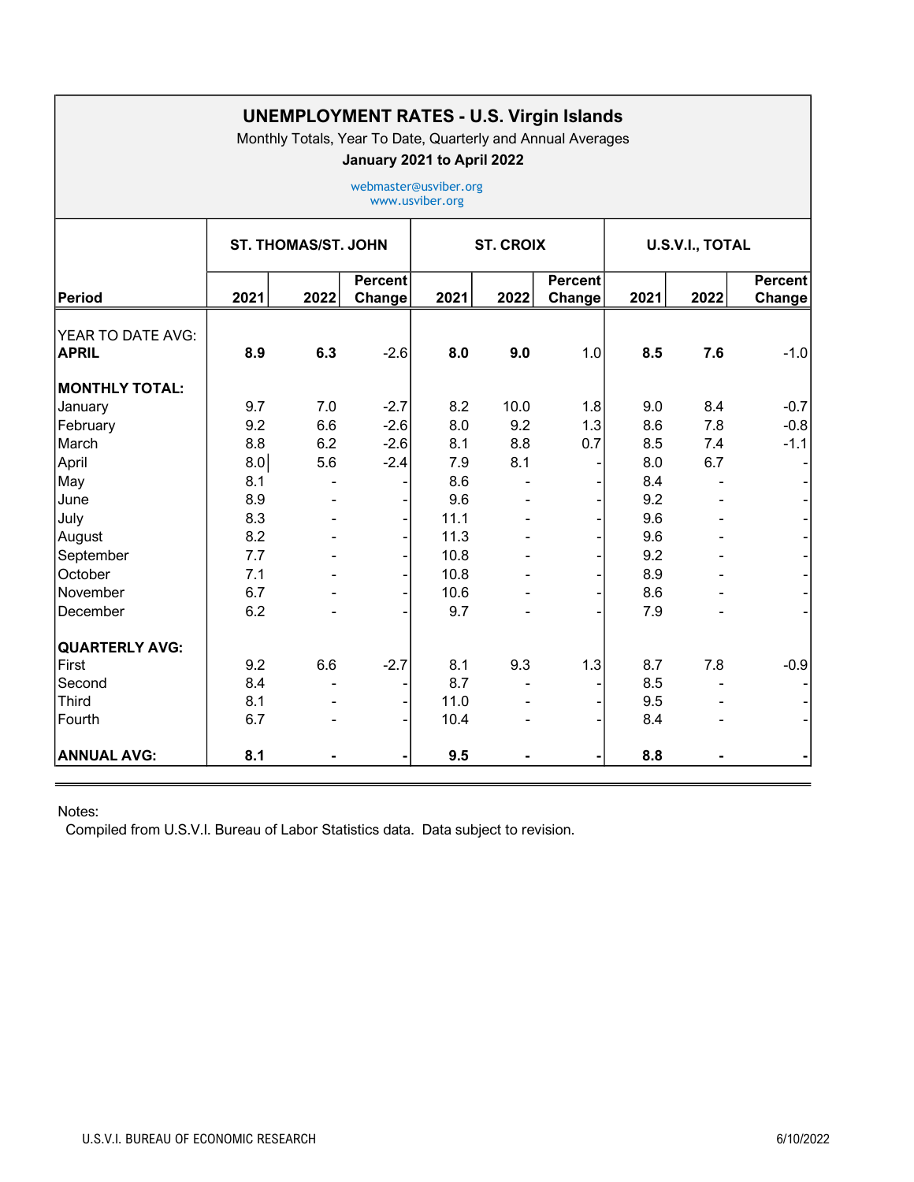## UNEMPLOYMENT RATES - U.S. Virgin Islands

Monthly Totals, Year To Date, Quarterly and Annual Averages

**January 2021 to April 2022**

webmaster@usviber.org
www.usviber.org

| Period | ST. THOMAS/ST. JOHN | | | ST. CROIX | | | U.S.V.I., TOTAL | | |
|---|---|---|---|---|---|---|---|---|---|
| | 2021 | 2022 | Percent Change | 2021 | 2022 | Percent Change | 2021 | 2022 | Percent Change |
| YEAR TO DATE AVG: **APRIL** | **8.9** | **6.3** | -2.6 | **8.0** | **9.0** | 1.0 | **8.5** | **7.6** | -1.0 |
| **MONTHLY TOTAL:** | | | | | | | | | |
| January | 9.7 | 7.0 | -2.7 | 8.2 | 10.0 | 1.8 | 9.0 | 8.4 | -0.7 |
| February | 9.2 | 6.6 | -2.6 | 8.0 | 9.2 | 1.3 | 8.6 | 7.8 | -0.8 |
| March | 8.8 | 6.2 | -2.6 | 8.1 | 8.8 | 0.7 | 8.5 | 7.4 | -1.1 |
| April | 8.0 | 5.6 | -2.4 | 7.9 | 8.1 | - | 8.0 | 6.7 | - |
| May | 8.1 | - | - | 8.6 | - | - | 8.4 | - | - |
| June | 8.9 | - | - | 9.6 | - | - | 9.2 | - | - |
| July | 8.3 | - | - | 11.1 | - | - | 9.6 | - | - |
| August | 8.2 | - | - | 11.3 | - | - | 9.6 | - | - |
| September | 7.7 | - | - | 10.8 | - | - | 9.2 | - | - |
| October | 7.1 | - | - | 10.8 | - | - | 8.9 | - | - |
| November | 6.7 | - | - | 10.6 | - | - | 8.6 | - | - |
| December | 6.2 | - | - | 9.7 | - | - | 7.9 | - | - |
| **QUARTERLY AVG:** | | | | | | | | | |
| First | 9.2 | 6.6 | -2.7 | 8.1 | 9.3 | 1.3 | 8.7 | 7.8 | -0.9 |
| Second | 8.4 | - | - | 8.7 | - | - | 8.5 | - | - |
| Third | 8.1 | - | - | 11.0 | - | - | 9.5 | - | - |
| Fourth | 6.7 | - | - | 10.4 | - | - | 8.4 | - | - |
| **ANNUAL AVG:** | **8.1** | **-** | **-** | **9.5** | **-** | **-** | **8.8** | **-** | **-** |

Notes:
Compiled from U.S.V.I. Bureau of Labor Statistics data. Data subject to revision.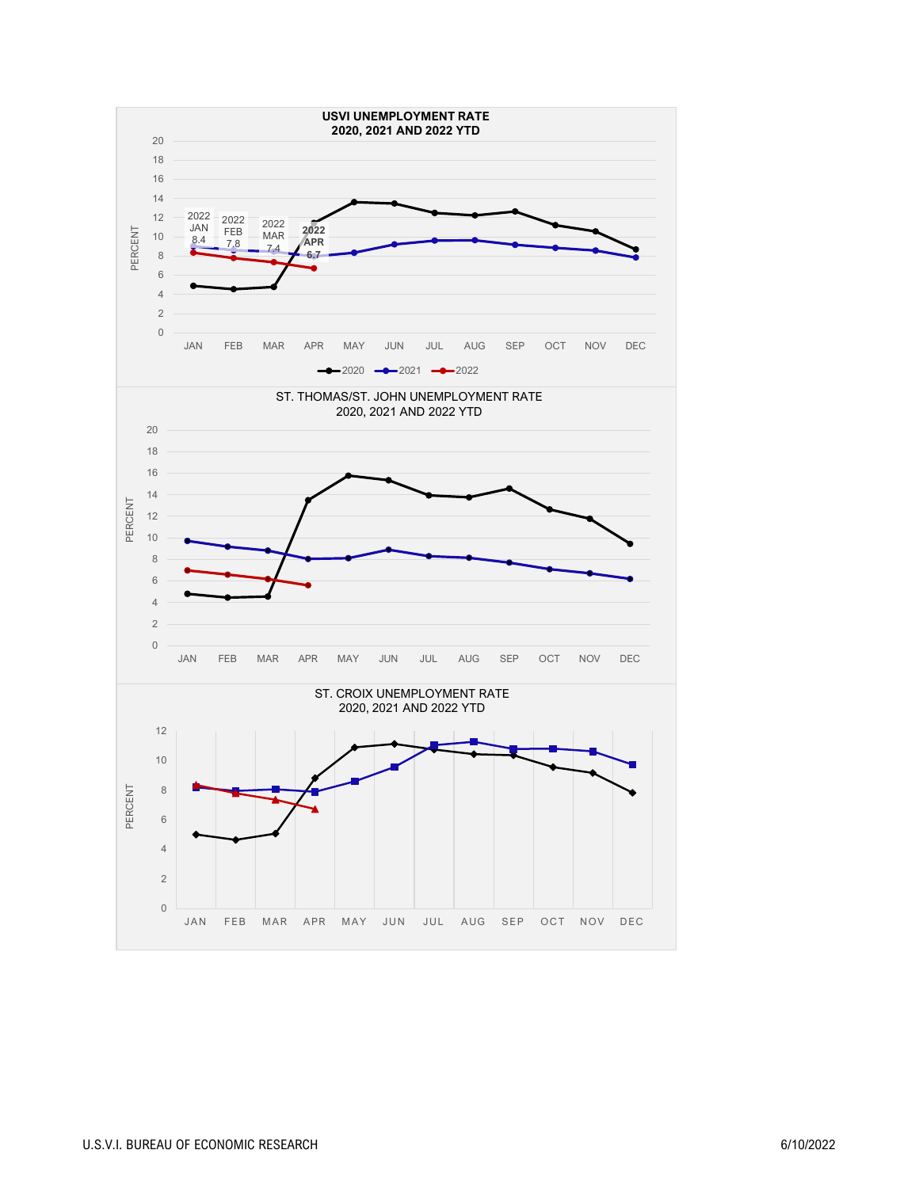**USVI UNEMPLOYMENT RATE**
**2020, 2021 AND 2022 YTD**

20
18
16
14
12
10
8
6
4
2
0

PERCENT

2022 JAN 8.4
2022 FEB 7.8
2022 MAR 7.4
**2022 APR 6.7**

JAN FEB MAR APR MAY JUN JUL AUG SEP OCT NOV DEC

2020 2021 2022

ST. THOMAS/ST. JOHN UNEMPLOYMENT RATE
2020, 2021 AND 2022 YTD

20
18
16
14
12
10
8
6
4
2
0

PERCENT

JAN FEB MAR APR MAY JUN JUL AUG SEP OCT NOV DEC

ST. CROIX UNEMPLOYMENT RATE
2020, 2021 AND 2022 YTD

12
10
8
6
4
2
0

PERCENT

JAN FEB MAR APR MAY JUN JUL AUG SEP OCT NOV DEC

U.S.V.I. BUREAU OF ECONOMIC RESEARCH 6/10/2022